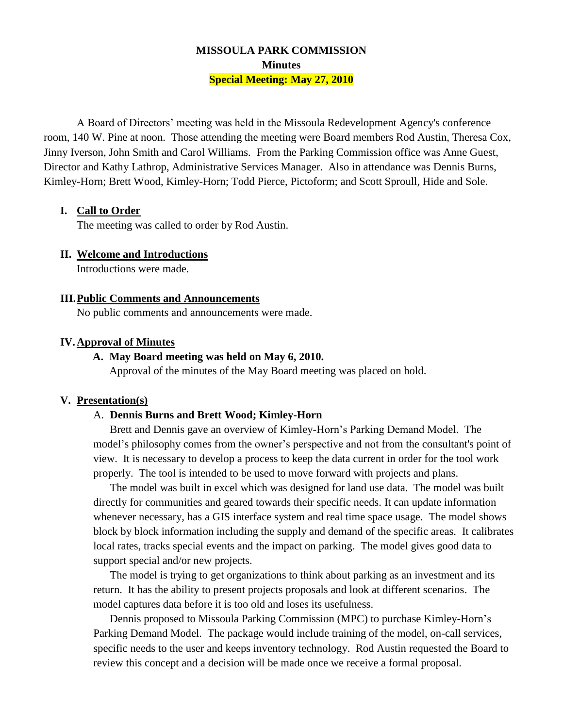**MISSOULA PARK COMMISSION**

**Minutes**

**Special Meeting: May 27, 2010**

A Board of Directors' meeting was held in the Missoula Redevelopment Agency's conference room, 140 W. Pine at noon. Those attending the meeting were Board members Rod Austin, Theresa Cox, Jinny Iverson, John Smith and Carol Williams. From the Parking Commission office was Anne Guest, Director and Kathy Lathrop, Administrative Services Manager. Also in attendance was Dennis Burns, Kimley-Horn; Brett Wood, Kimley-Horn; Todd Pierce, Pictoform; and Scott Sproull, Hide and Sole.

**I. Call to Order**

The meeting was called to order by Rod Austin.

**II. Welcome and Introductions**

Introductions were made.

**III. Public Comments and Announcements**

No public comments and announcements were made.

**IV. Approval of Minutes**

**A. May Board meeting was held on May 6, 2010.**

Approval of the minutes of the May Board meeting was placed on hold.

**V. Presentation(s)**

A. **Dennis Burns and Brett Wood; Kimley-Horn**

Brett and Dennis gave an overview of Kimley-Horn's Parking Demand Model. The model's philosophy comes from the owner's perspective and not from the consultant's point of view. It is necessary to develop a process to keep the data current in order for the tool work properly. The tool is intended to be used to move forward with projects and plans.

The model was built in excel which was designed for land use data. The model was built directly for communities and geared towards their specific needs. It can update information whenever necessary, has a GIS interface system and real time space usage. The model shows block by block information including the supply and demand of the specific areas. It calibrates local rates, tracks special events and the impact on parking. The model gives good data to support special and/or new projects.

The model is trying to get organizations to think about parking as an investment and its return. It has the ability to present projects proposals and look at different scenarios. The model captures data before it is too old and loses its usefulness.

Dennis proposed to Missoula Parking Commission (MPC) to purchase Kimley-Horn's Parking Demand Model. The package would include training of the model, on-call services, specific needs to the user and keeps inventory technology. Rod Austin requested the Board to review this concept and a decision will be made once we receive a formal proposal.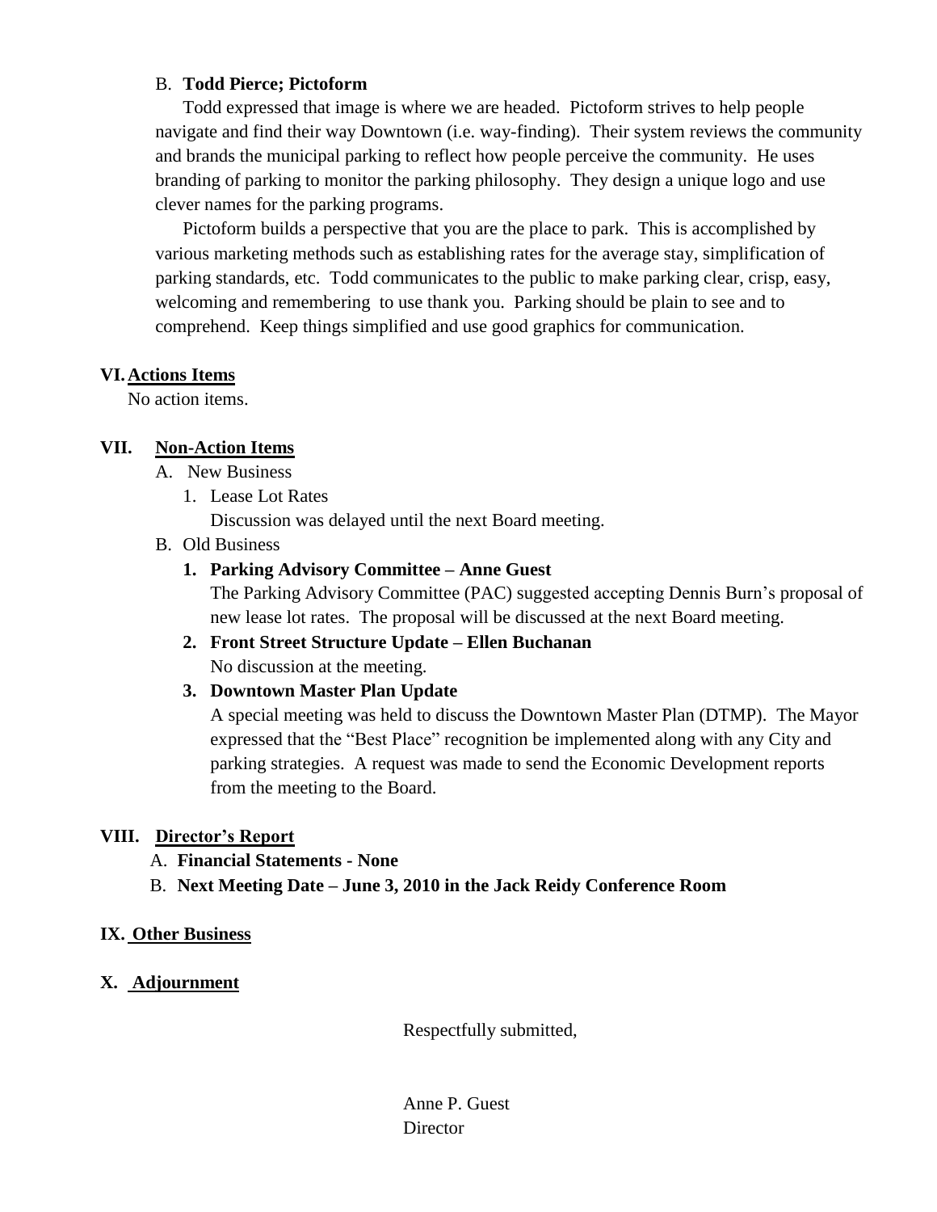B. **Todd Pierce; Pictoform**

Todd expressed that image is where we are headed. Pictoform strives to help people navigate and find their way Downtown (i.e. way-finding). Their system reviews the community and brands the municipal parking to reflect how people perceive the community. He uses branding of parking to monitor the parking philosophy. They design a unique logo and use clever names for the parking programs.

Pictoform builds a perspective that you are the place to park. This is accomplished by various marketing methods such as establishing rates for the average stay, simplification of parking standards, etc. Todd communicates to the public to make parking clear, crisp, easy, welcoming and remembering to use thank you. Parking should be plain to see and to comprehend. Keep things simplified and use good graphics for communication.

## VI. Actions Items

No action items.

## VII. Non-Action Items

A. New Business

1. Lease Lot Rates

   Discussion was delayed until the next Board meeting.

B. Old Business

1. **Parking Advisory Committee – Anne Guest**

   The Parking Advisory Committee (PAC) suggested accepting Dennis Burn's proposal of new lease lot rates. The proposal will be discussed at the next Board meeting.

2. **Front Street Structure Update – Ellen Buchanan**

   No discussion at the meeting.

3. **Downtown Master Plan Update**

   A special meeting was held to discuss the Downtown Master Plan (DTMP). The Mayor expressed that the "Best Place" recognition be implemented along with any City and parking strategies. A request was made to send the Economic Development reports from the meeting to the Board.

## VIII. Director's Report

A. **Financial Statements - None**

B. **Next Meeting Date – June 3, 2010 in the Jack Reidy Conference Room**

## IX. Other Business

## X. Adjournment

Respectfully submitted,

Anne P. Guest
Director